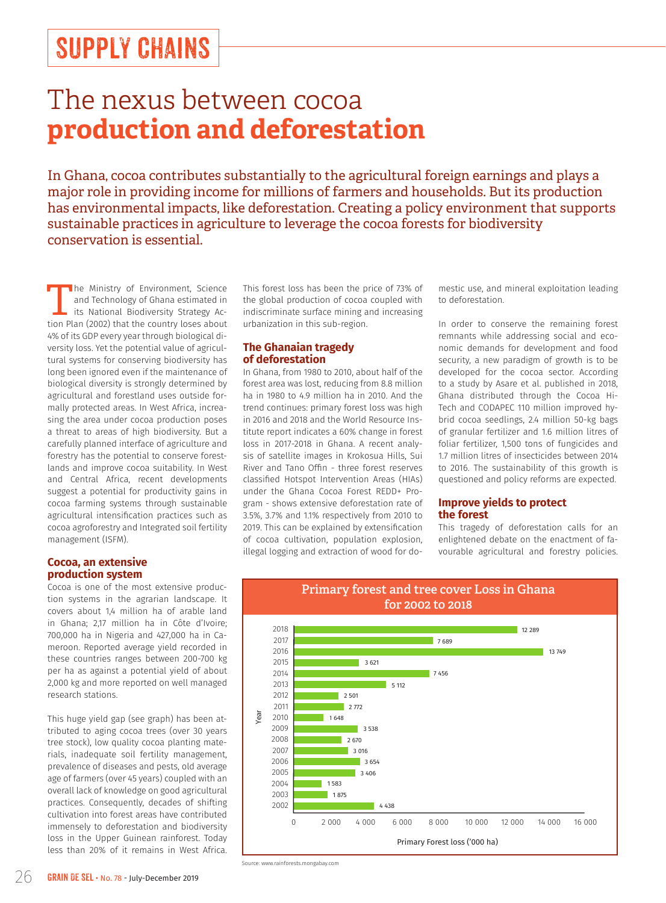SUPPLY CHAINS

# The nexus between cocoa **production and deforestation**

In Ghana, cocoa contributes substantially to the agricultural foreign earnings and plays a major role in providing income for millions of farmers and households. But its production has environmental impacts, like deforestation. Creating a policy environment that supports sustainable practices in agriculture to leverage the cocoa forests for biodiversity conservation is essential.

The Ministry of Environment, Science and Technology of Ghana estimated in its National Biodiversity Strategy Action Plan (2002) that the country loses about 4% of its GDP every year through biological diversity loss. Yet the potential value of agricultural systems for conserving biodiversity has long been ignored even if the maintenance of biological diversity is strongly determined by agricultural and forestland uses outside formally protected areas. In West Africa, increasing the area under cocoa production poses a threat to areas of high biodiversity. But a carefully planned interface of agriculture and forestry has the potential to conserve forestlands and improve cocoa suitability. In West and Central Africa, recent developments suggest a potential for productivity gains in cocoa farming systems through sustainable agricultural intensification practices such as cocoa agroforestry and Integrated soil fertility management (ISFM).

## Cocoa, an extensive production system

Cocoa is one of the most extensive production systems in the agrarian landscape. It covers about 1,4 million ha of arable land in Ghana; 2,17 million ha in Côte d'Ivoire; 700,000 ha in Nigeria and 427,000 ha in Cameroon. Reported average yield recorded in these countries ranges between 200-700 kg per ha as against a potential yield of about 2,000 kg and more reported on well managed research stations.

This huge yield gap (see graph) has been attributed to aging cocoa trees (over 30 years tree stock), low quality cocoa planting materials, inadequate soil fertility management, prevalence of diseases and pests, old average age of farmers (over 45 years) coupled with an overall lack of knowledge on good agricultural practices. Consequently, decades of shifting cultivation into forest areas have contributed immensely to deforestation and biodiversity loss in the Upper Guinean rainforest. Today less than 20% of it remains in West Africa. This forest loss has been the price of 73% of the global production of cocoa coupled with indiscriminate surface mining and increasing urbanization in this sub-region.

## The Ghanaian tragedy of deforestation

In Ghana, from 1980 to 2010, about half of the forest area was lost, reducing from 8.8 million ha in 1980 to 4.9 million ha in 2010. And the trend continues: primary forest loss was high in 2016 and 2018 and the World Resource Institute report indicates a 60% change in forest loss in 2017-2018 in Ghana. A recent analysis of satellite images in Krokosua Hills, Sui River and Tano Offin - three forest reserves classified Hotspot Intervention Areas (HIAs) under the Ghana Cocoa Forest REDD+ Program - shows extensive deforestation rate of 3.5%, 3.7% and 1.1% respectively from 2010 to 2019. This can be explained by extensification of cocoa cultivation, population explosion, illegal logging and extraction of wood for domestic use, and mineral exploitation leading to deforestation.

In order to conserve the remaining forest remnants while addressing social and economic demands for development and food security, a new paradigm of growth is to be developed for the cocoa sector. According to a study by Asare et al. published in 2018, Ghana distributed through the Cocoa Hi-Tech and CODAPEC 110 million improved hybrid cocoa seedlings, 2.4 million 50-kg bags of granular fertilizer and 1.6 million litres of foliar fertilizer, 1,500 tons of fungicides and 1.7 million litres of insecticides between 2014 to 2016. The sustainability of this growth is questioned and policy reforms are expected.

## Improve yields to protect the forest

This tragedy of deforestation calls for an enlightened debate on the enactment of favourable agricultural and forestry policies.

**Primary forest and tree cover Loss in Ghana for 2002 to 2018**

Year
2018: 12 289
2017: 7 689
2016: 13 749
2015: 3 621
2014: 7 456
2013: 5 112
2012: 2 501
2011: 2 772
2010: 1 648
2009: 3 538
2008: 2 670
2007: 3 016
2006: 3 654
2005: 3 406
2004: 1 583
2003: 1 875
2002: 4 438

0 2 000 4 000 6 000 8 000 10 000 12 000 14 000 16 000

Primary Forest loss ('000 ha)

Source: www.rainforests.mongabay.com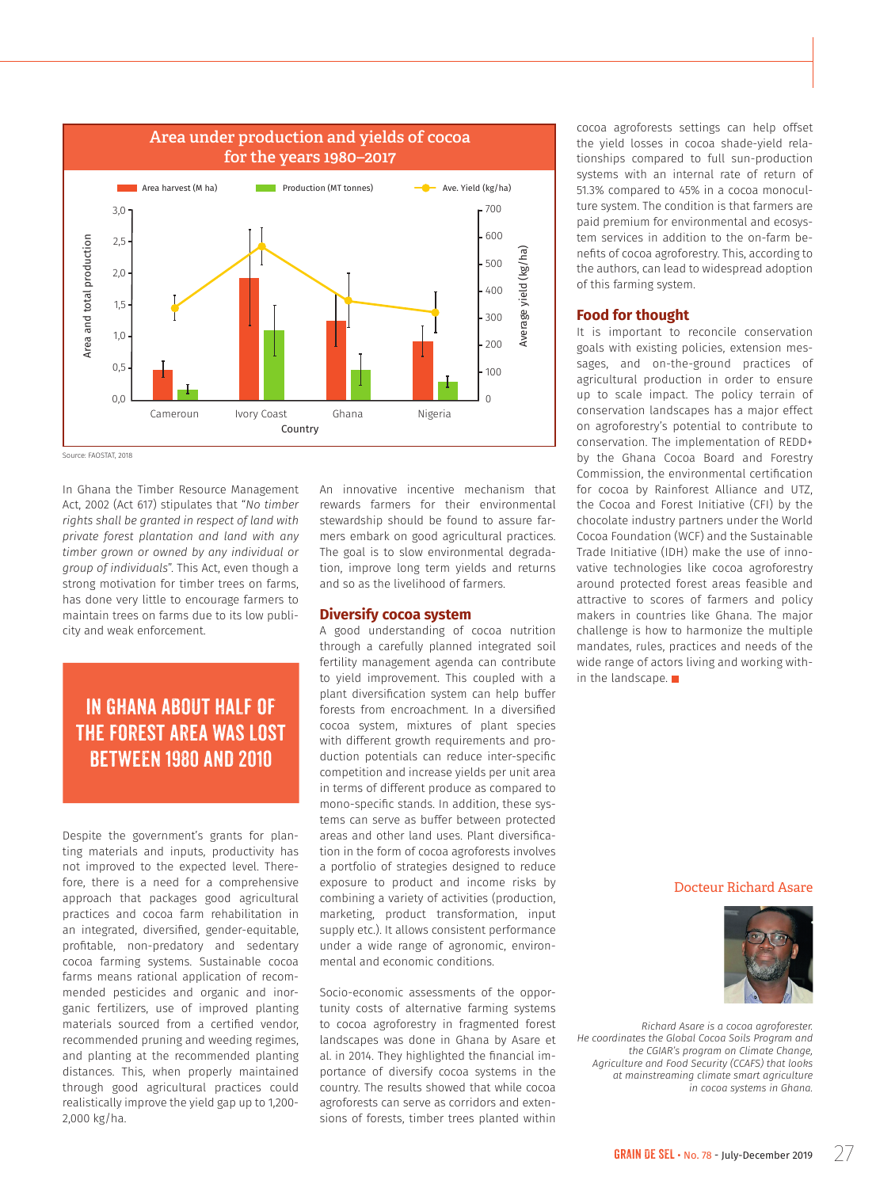## Area under production and yields of cocoa for the years 1980–2017

Area harvest (M ha)
Production (MT tonnes)
Ave. Yield (kg/ha)

Area and total production

3,0
2,5
2,0
1,5
1,0
0,5
0,0

Average yield (kg/ha)

700
600
500
400
300
200
100
0

Cameroun
Ivory Coast
Ghana
Nigeria

Country

Source: FAOSTAT, 2018

In Ghana the Timber Resource Management Act, 2002 (Act 617) stipulates that "*No timber rights shall be granted in respect of land with private forest plantation and land with any timber grown or owned by any individual or group of individuals*". This Act, even though a strong motivation for timber trees on farms, has done very little to encourage farmers to maintain trees on farms due to its low publicity and weak enforcement.

**IN GHANA ABOUT HALF OF THE FOREST AREA WAS LOST BETWEEN 1980 AND 2010**

Despite the government's grants for planting materials and inputs, productivity has not improved to the expected level. Therefore, there is a need for a comprehensive approach that packages good agricultural practices and cocoa farm rehabilitation in an integrated, diversified, gender-equitable, profitable, non-predatory and sedentary cocoa farming systems. Sustainable cocoa farms means rational application of recommended pesticides and organic and inorganic fertilizers, use of improved planting materials sourced from a certified vendor, recommended pruning and weeding regimes, and planting at the recommended planting distances. This, when properly maintained through good agricultural practices could realistically improve the yield gap up to 1,200-2,000 kg/ha.

An innovative incentive mechanism that rewards farmers for their environmental stewardship should be found to assure farmers embark on good agricultural practices. The goal is to slow environmental degradation, improve long term yields and returns and so as the livelihood of farmers.

## Diversify cocoa system

A good understanding of cocoa nutrition through a carefully planned integrated soil fertility management agenda can contribute to yield improvement. This coupled with a plant diversification system can help buffer forests from encroachment. In a diversified cocoa system, mixtures of plant species with different growth requirements and production potentials can reduce inter-specific competition and increase yields per unit area in terms of different produce as compared to mono-specific stands. In addition, these systems can serve as buffer between protected areas and other land uses. Plant diversification in the form of cocoa agroforests involves a portfolio of strategies designed to reduce exposure to product and income risks by combining a variety of activities (production, marketing, product transformation, input supply etc.). It allows consistent performance under a wide range of agronomic, environmental and economic conditions.

Socio-economic assessments of the opportunity costs of alternative farming systems to cocoa agroforestry in fragmented forest landscapes was done in Ghana by Asare et al. in 2014. They highlighted the financial importance of diversify cocoa systems in the country. The results showed that while cocoa agroforests can serve as corridors and extensions of forests, timber trees planted within cocoa agroforests settings can help offset the yield losses in cocoa shade-yield relationships compared to full sun-production systems with an internal rate of return of 51.3% compared to 45% in a cocoa monoculture system. The condition is that farmers are paid premium for environmental and ecosystem services in addition to the on-farm benefits of cocoa agroforestry. This, according to the authors, can lead to widespread adoption of this farming system.

## Food for thought

It is important to reconcile conservation goals with existing policies, extension messages, and on-the-ground practices of agricultural production in order to ensure up to scale impact. The policy terrain of conservation landscapes has a major effect on agroforestry's potential to contribute to conservation. The implementation of REDD+ by the Ghana Cocoa Board and Forestry Commission, the environmental certification for cocoa by Rainforest Alliance and UTZ, the Cocoa and Forest Initiative (CFI) by the chocolate industry partners under the World Cocoa Foundation (WCF) and the Sustainable Trade Initiative (IDH) make the use of innovative technologies like cocoa agroforestry around protected forest areas feasible and attractive to scores of farmers and policy makers in countries like Ghana. The major challenge is how to harmonize the multiple mandates, rules, practices and needs of the wide range of actors living and working within the landscape. ■

**Docteur Richard Asare**

*Richard Asare is a cocoa agroforester. He coordinates the Global Cocoa Soils Program and the CGIAR's program on Climate Change, Agriculture and Food Security (CCAFS) that looks at mainstreaming climate smart agriculture in cocoa systems in Ghana.*